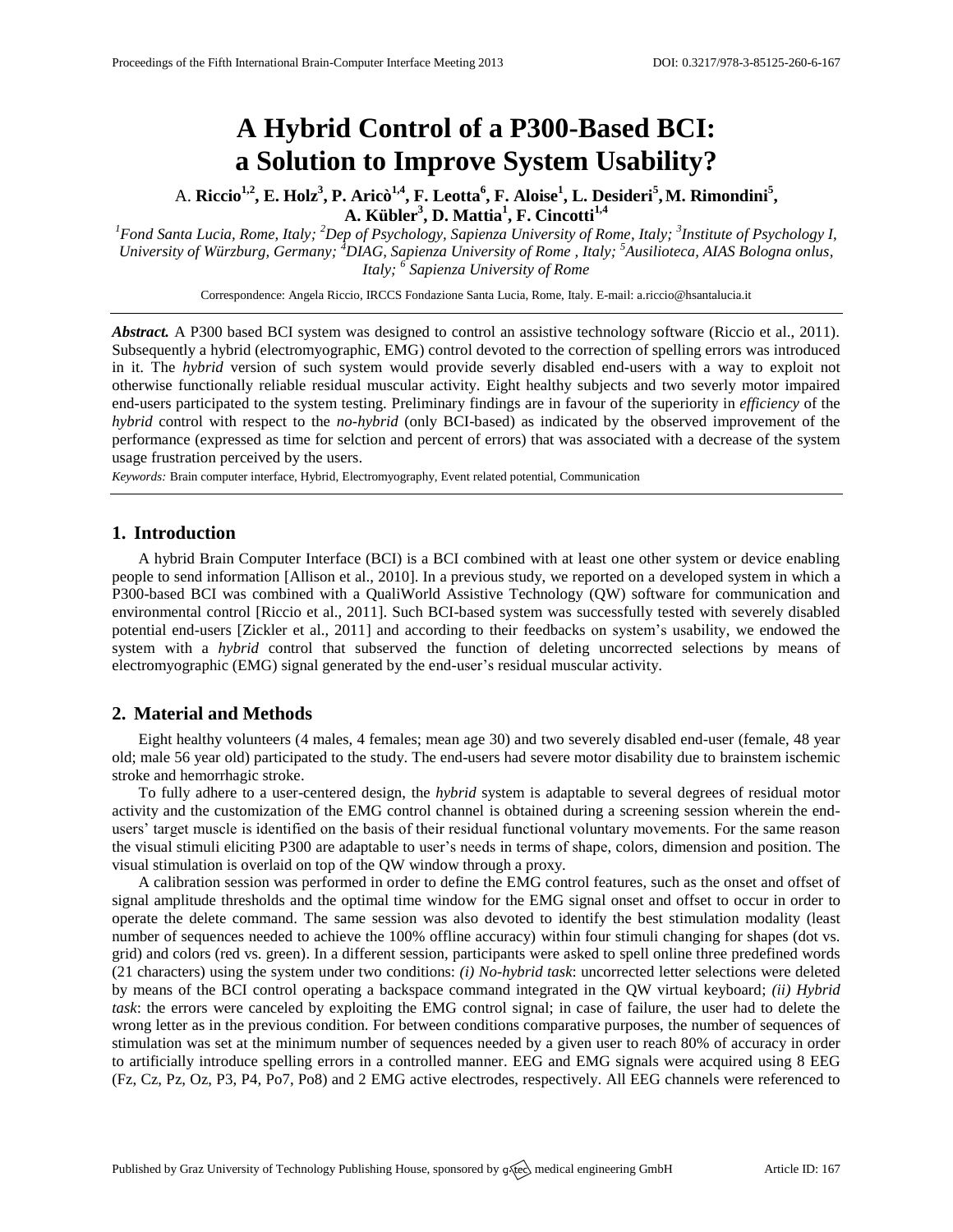# A Hybrid Control of a P300-Based BCI: a Solution to Improve System Usability?

A. **Riccio[1,2], E. Holz[3], P. Aricò[1,4], F. Leotta[6], F. Aloise[1], L. Desideri[5], M. Rimondini[5], A. Kübler[3], D. Mattia[1], F. Cincotti[1,4]**

*[1]Fond Santa Lucia, Rome, Italy; [2]Dep of Psychology, Sapienza University of Rome, Italy; [3]Institute of Psychology I, University of Würzburg, Germany; [4]DIAG, Sapienza University of Rome , Italy; [5]Ausilioteca, AIAS Bologna onlus, Italy; [6] Sapienza University of Rome*

Correspondence: Angela Riccio, IRCCS Fondazione Santa Lucia, Rome, Italy. E-mail: a.riccio@hsantalucia.it

***Abstract.*** A P300 based BCI system was designed to control an assistive technology software (Riccio et al., 2011). Subsequently a hybrid (electromyographic, EMG) control devoted to the correction of spelling errors was introduced in it. The *hybrid* version of such system would provide severly disabled end-users with a way to exploit not otherwise functionally reliable residual muscular activity. Eight healthy subjects and two severely motor impaired end-users participated to the system testing. Preliminary findings are in favour of the superiority in *efficiency* of the *hybrid* control with respect to the *no-hybrid* (only BCI-based) as indicated by the observed improvement of the performance (expressed as time for selction and percent of errors) that was associated with a decrease of the system usage frustration perceived by the users.

*Keywords:* Brain computer interface, Hybrid, Electromyography, Event related potential, Communication

## 1. Introduction

A hybrid Brain Computer Interface (BCI) is a BCI combined with at least one other system or device enabling people to send information [Allison et al., 2010]. In a previous study, we reported on a developed system in which a P300-based BCI was combined with a QualiWorld Assistive Technology (QW) software for communication and environmental control [Riccio et al., 2011]. Such BCI-based system was successfully tested with severely disabled potential end-users [Zickler et al., 2011] and according to their feedbacks on system's usability, we endowed the system with a *hybrid* control that subserved the function of deleting uncorrected selections by means of electromyographic (EMG) signal generated by the end-user's residual muscular activity.

## 2. Material and Methods

Eight healthy volunteers (4 males, 4 females; mean age 30) and two severely disabled end-user (female, 48 year old; male 56 year old) participated to the study. The end-users had severe motor disability due to brainstem ischemic stroke and hemorrhagic stroke.

To fully adhere to a user-centered design, the *hybrid* system is adaptable to several degrees of residual motor activity and the customization of the EMG control channel is obtained during a screening session wherein the end-users' target muscle is identified on the basis of their residual functional voluntary movements. For the same reason the visual stimuli eliciting P300 are adaptable to user's needs in terms of shape, colors, dimension and position. The visual stimulation is overlaid on top of the QW window through a proxy.

A calibration session was performed in order to define the EMG control features, such as the onset and offset of signal amplitude thresholds and the optimal time window for the EMG signal onset and offset to occur in order to operate the delete command. The same session was also devoted to identify the best stimulation modality (least number of sequences needed to achieve the 100% offline accuracy) within four stimuli changing for shapes (dot vs. grid) and colors (red vs. green). In a different session, participants were asked to spell online three predefined words (21 characters) using the system under two conditions: *(i) No-hybrid task*: uncorrected letter selections were deleted by means of the BCI control operating a backspace command integrated in the QW virtual keyboard; *(ii) Hybrid task*: the errors were canceled by exploiting the EMG control signal; in case of failure, the user had to delete the wrong letter as in the previous condition. For between conditions comparative purposes, the number of sequences of stimulation was set at the minimum number of sequences needed by a given user to reach 80% of accuracy in order to artificially introduce spelling errors in a controlled manner. EEG and EMG signals were acquired using 8 EEG (Fz, Cz, Pz, Oz, P3, P4, Po7, Po8) and 2 EMG active electrodes, respectively. All EEG channels were referenced to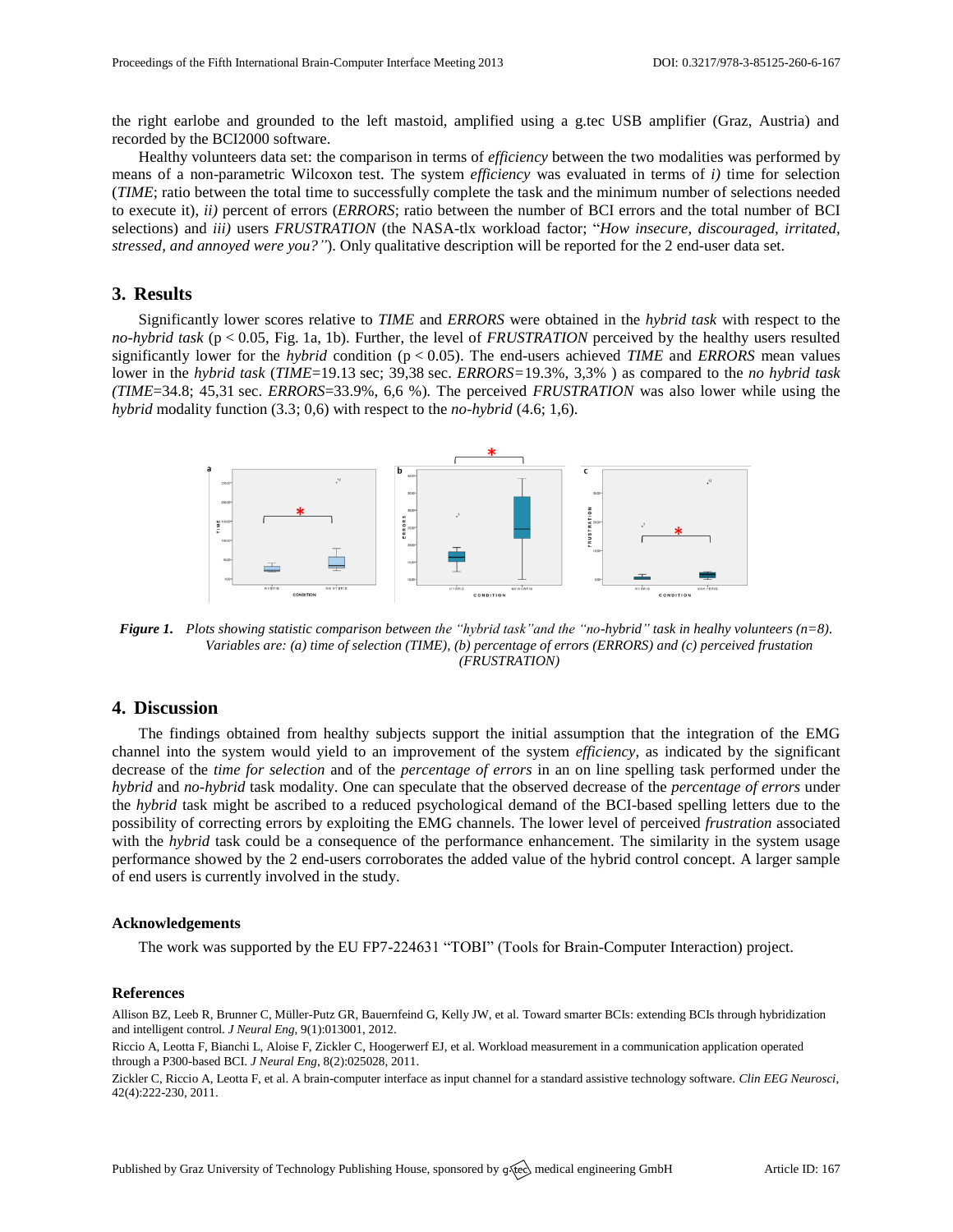the right earlobe and grounded to the left mastoid, amplified using a g.tec USB amplifier (Graz, Austria) and recorded by the BCI2000 software.

Healthy volunteers data set: the comparison in terms of *efficiency* between the two modalities was performed by means of a non-parametric Wilcoxon test. The system *efficiency* was evaluated in terms of *i)* time for selection (*TIME*; ratio between the total time to successfully complete the task and the minimum number of selections needed to execute it), *ii)* percent of errors (*ERRORS*; ratio between the number of BCI errors and the total number of BCI selections) and *iii)* users *FRUSTRATION* (the NASA-tlx workload factor; "*How insecure, discouraged, irritated, stressed, and annoyed were you?"*). Only qualitative description will be reported for the 2 end-user data set.

## 3. Results

Significantly lower scores relative to *TIME* and *ERRORS* were obtained in the *hybrid task* with respect to the *no-hybrid task* ($p < 0.05$, Fig. 1a, 1b). Further, the level of *FRUSTRATION* perceived by the healthy users resulted significantly lower for the *hybrid* condition ($p < 0.05$). The end-users achieved *TIME* and *ERRORS* mean values lower in the *hybrid task* (*TIME*=19.13 sec; 39,38 sec. *ERRORS*=19.3%, 3,3% ) as compared to the *no hybrid task (TIME*=34.8; 45,31 sec. *ERRORS*=33.9%, 6,6 %). The perceived *FRUSTRATION* was also lower while using the *hybrid* modality function (3.3; 0,6) with respect to the *no-hybrid* (4.6; 1,6).

a
TIME
CONDITION
HYBRID
NO HYBRID
*

b
ERRORS
CONDITION
HYBRID
NO HYBRID
*

c
FRUSTRATION
CONDITION
HYBRID
NO HYBRID
*

***Figure 1.*** *Plots showing statistic comparison between the "hybrid task"and the "no-hybrid" task in healhy volunteers (n=8). Variables are: (a) time of selection (TIME), (b) percentage of errors (ERRORS) and (c) perceived frustation (FRUSTRATION)*

## 4. Discussion

The findings obtained from healthy subjects support the initial assumption that the integration of the EMG channel into the system would yield to an improvement of the system *efficiency*, as indicated by the significant decrease of the *time for selection* and of the *percentage of errors* in an on line spelling task performed under the *hybrid* and *no-hybrid* task modality. One can speculate that the observed decrease of the *percentage of errors* under the *hybrid* task might be ascribed to a reduced psychological demand of the BCI-based spelling letters due to the possibility of correcting errors by exploiting the EMG channels. The lower level of perceived *frustration* associated with the *hybrid* task could be a consequence of the performance enhancement. The similarity in the system usage performance showed by the 2 end-users corroborates the added value of the hybrid control concept. A larger sample of end users is currently involved in the study.

### Acknowledgements

The work was supported by the EU FP7-224631 "TOBI" (Tools for Brain-Computer Interaction) project.

### References

Allison BZ, Leeb R, Brunner C, Müller-Putz GR, Bauernfeind G, Kelly JW, et al. Toward smarter BCIs: extending BCIs through hybridization and intelligent control. *J Neural Eng*, 9(1):013001, 2012.

Riccio A, Leotta F, Bianchi L, Aloise F, Zickler C, Hoogerwerf EJ, et al. Workload measurement in a communication application operated through a P300-based BCI. *J Neural Eng*, 8(2):025028, 2011.

Zickler C, Riccio A, Leotta F, et al. A brain-computer interface as input channel for a standard assistive technology software. *Clin EEG Neurosci*, 42(4):222-230, 2011.